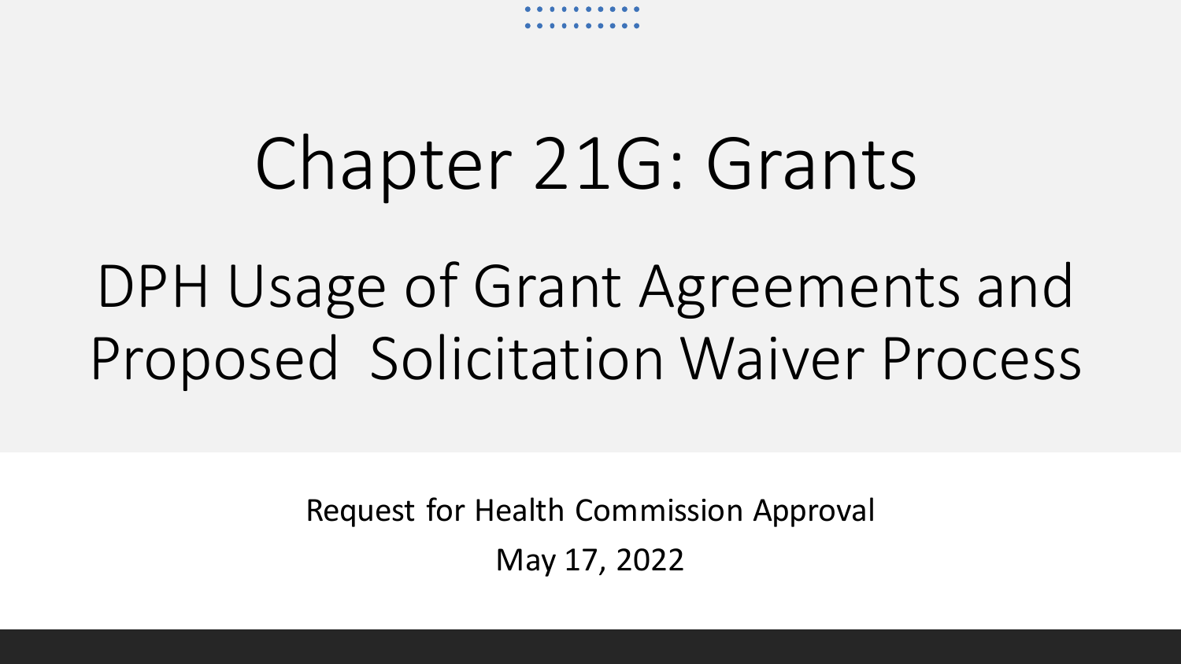# Chapter 21G: Grants

## DPH Usage of Grant Agreements and Proposed Solicitation Waiver Process

Request for Health Commission Approval

May 17, 2022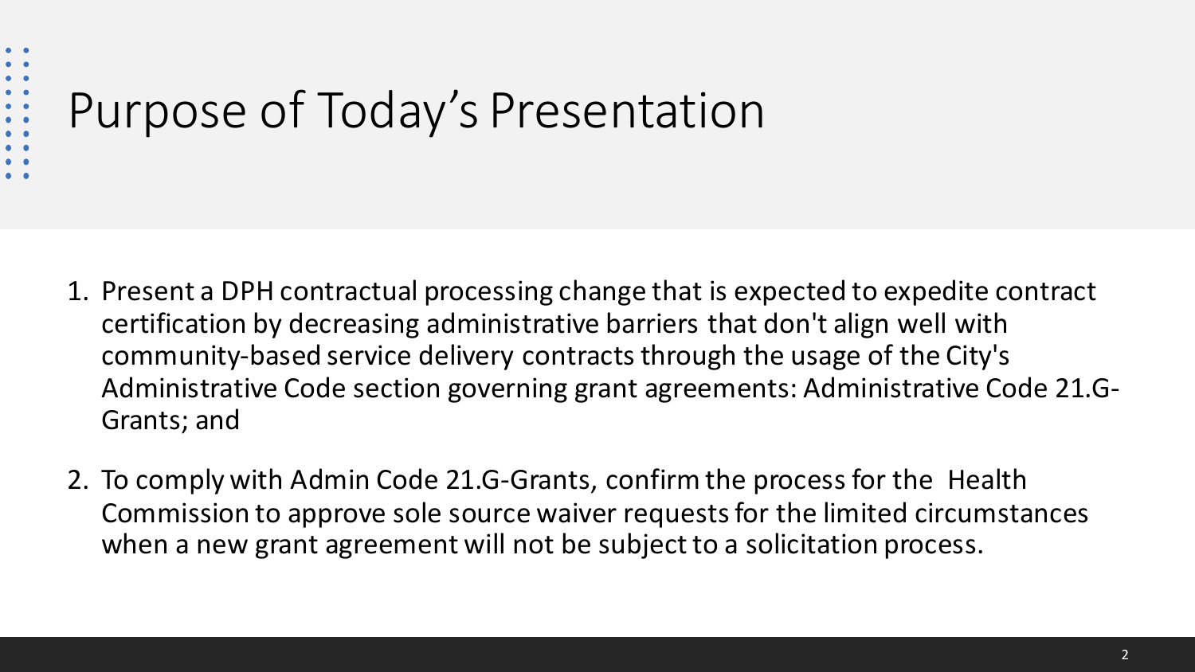# Purpose of Today's Presentation

1. Present a DPH contractual processing change that is expected to expedite contract certification by decreasing administrative barriers that don't align well with community-based service delivery contracts through the usage of the City's Administrative Code section governing grant agreements: Administrative Code 21.G-Grants; and

2. To comply with Admin Code 21.G-Grants, confirm the process for the Health Commission to approve sole source waiver requests for the limited circumstances when a new grant agreement will not be subject to a solicitation process.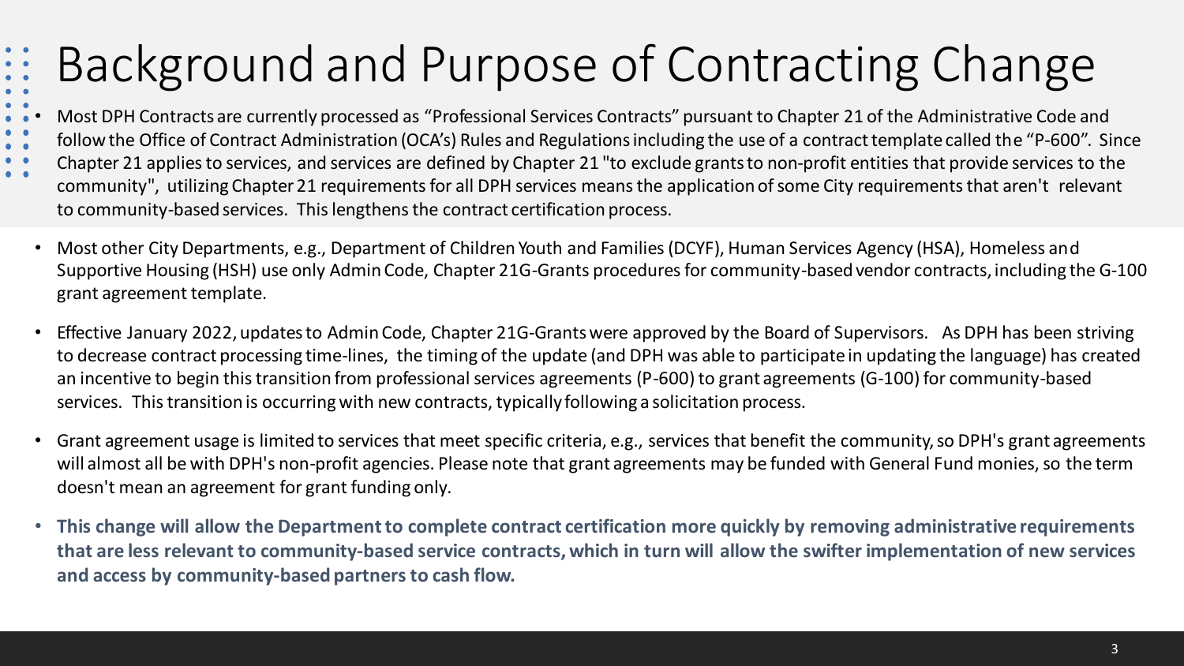# Background and Purpose of Contracting Change

- Most DPH Contracts are currently processed as "Professional Services Contracts" pursuant to Chapter 21 of the Administrative Code and follow the Office of Contract Administration (OCA's) Rules and Regulations including the use of a contract template called the "P-600". Since Chapter 21 applies to services, and services are defined by Chapter 21 "to exclude grants to non-profit entities that provide services to the community", utilizing Chapter 21 requirements for all DPH services means the application of some City requirements that aren't relevant to community-based services. This lengthens the contract certification process.
- Most other City Departments, e.g., Department of Children Youth and Families (DCYF), Human Services Agency (HSA), Homeless and Supportive Housing (HSH) use only Admin Code, Chapter 21G-Grants procedures for community-based vendor contracts, including the G-100 grant agreement template.
- Effective January 2022, updates to Admin Code, Chapter 21G-Grants were approved by the Board of Supervisors. As DPH has been striving to decrease contract processing time-lines, the timing of the update (and DPH was able to participate in updating the language) has created an incentive to begin this transition from professional services agreements (P-600) to grant agreements (G-100) for community-based services. This transition is occurring with new contracts, typically following a solicitation process.
- Grant agreement usage is limited to services that meet specific criteria, e.g., services that benefit the community, so DPH's grant agreements will almost all be with DPH's non-profit agencies. Please note that grant agreements may be funded with General Fund monies, so the term doesn't mean an agreement for grant funding only.
- **This change will allow the Department to complete contract certification more quickly by removing administrative requirements that are less relevant to community-based service contracts, which in turn will allow the swifter implementation of new services and access by community-based partners to cash flow.**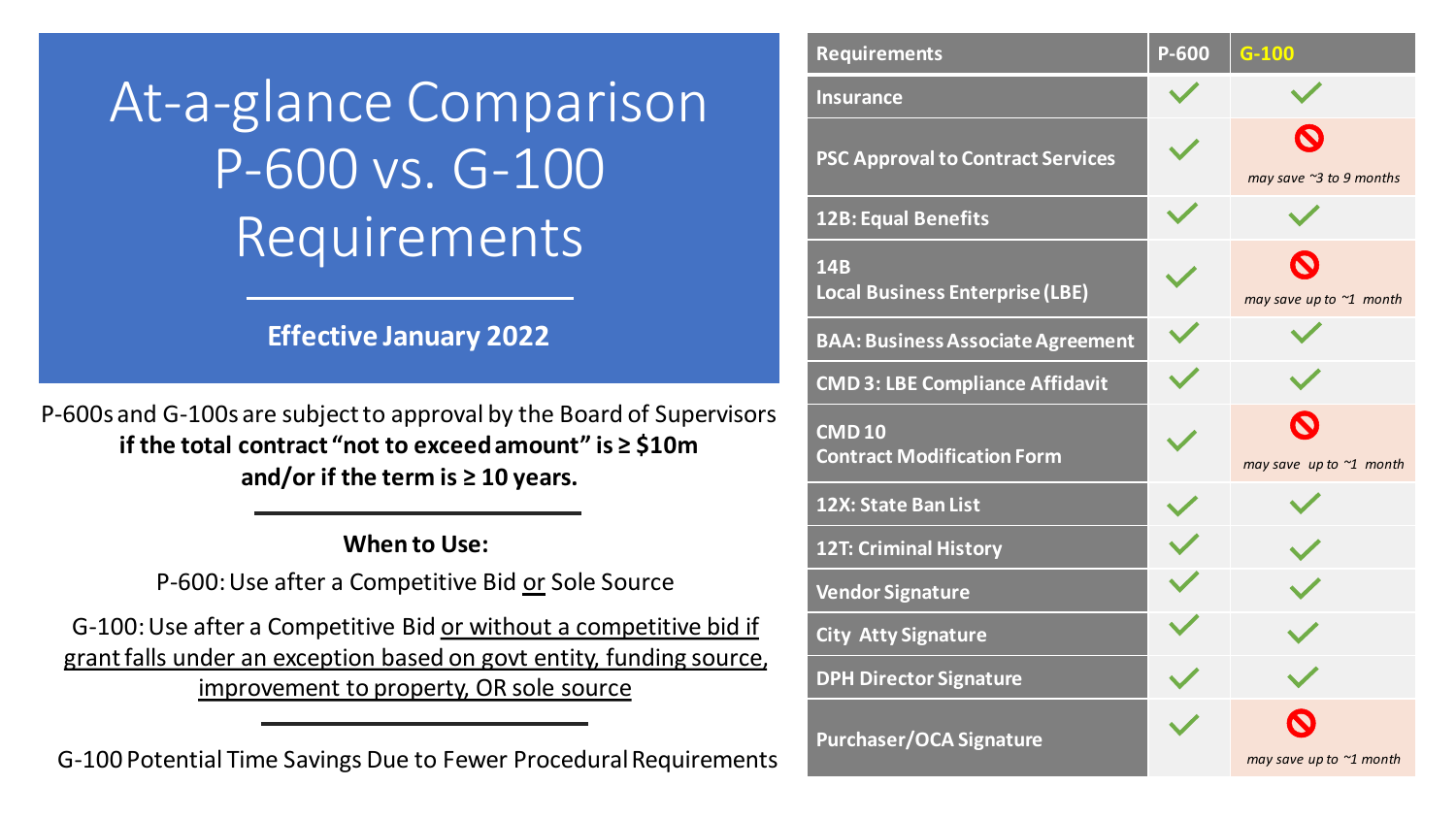# At-a-glance Comparison P-600 vs. G-100 Requirements

**Effective January 2022**

P-600s and G-100s are subject to approval by the Board of Supervisors **if the total contract "not to exceed amount" is ≥ $10m and/or if the term is ≥ 10 years.**

**When to Use:**

P-600: Use after a Competitive Bid <u>or</u> Sole Source

G-100: Use after a Competitive Bid <u>or without a competitive bid if grant falls under an exception based on govt entity, funding source, improvement to property, OR sole source</u>

G-100 Potential Time Savings Due to Fewer Procedural Requirements

| Requirements | P-600 | G-100 |
| --- | --- | --- |
| Insurance | ✓ | ✓ |
| PSC Approval to Contract Services | ✓ | 🚫 *may save ~3 to 9 months* |
| 12B: Equal Benefits | ✓ | ✓ |
| 14B Local Business Enterprise (LBE) | ✓ | 🚫 *may save up to ~1 month* |
| BAA: Business Associate Agreement | ✓ | ✓ |
| CMD 3: LBE Compliance Affidavit | ✓ | ✓ |
| CMD 10 Contract Modification Form | ✓ | 🚫 *may save up to ~1 month* |
| 12X: State Ban List | ✓ | ✓ |
| 12T: Criminal History | ✓ | ✓ |
| Vendor Signature | ✓ | ✓ |
| City Atty Signature | ✓ | ✓ |
| DPH Director Signature | ✓ | ✓ |
| Purchaser/OCA Signature | ✓ | 🚫 *may save up to ~1 month* |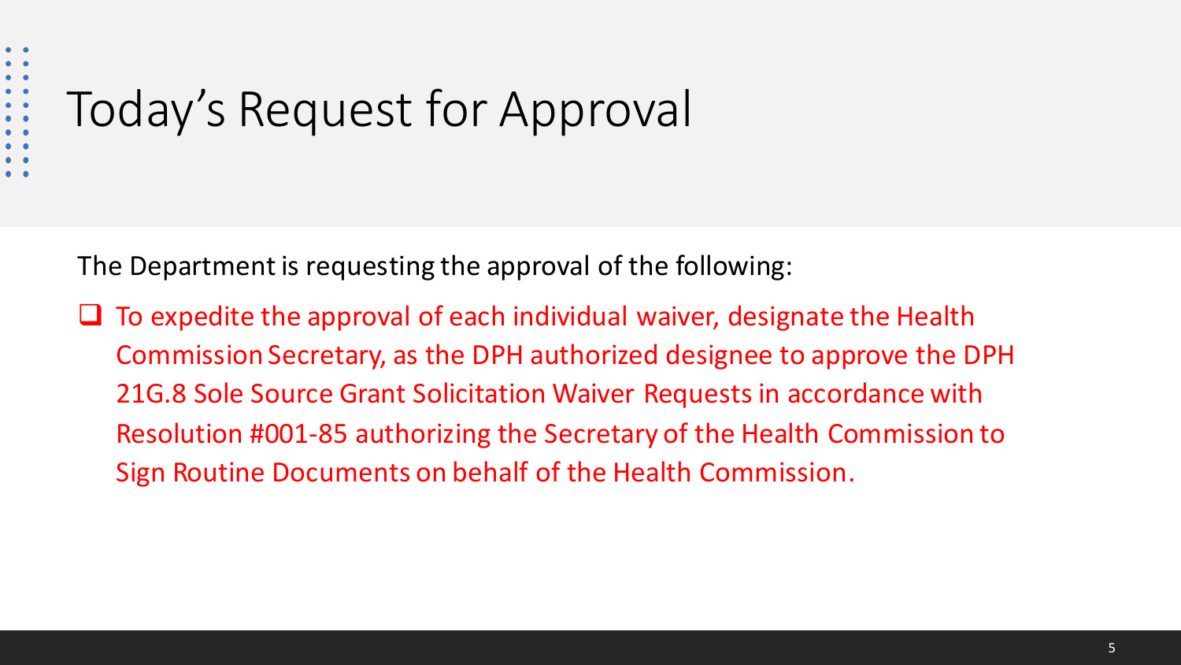# Today's Request for Approval

The Department is requesting the approval of the following:

- [ ] To expedite the approval of each individual waiver, designate the Health Commission Secretary, as the DPH authorized designee to approve the DPH 21G.8 Sole Source Grant Solicitation Waiver Requests in accordance with Resolution #001-85 authorizing the Secretary of the Health Commission to Sign Routine Documents on behalf of the Health Commission.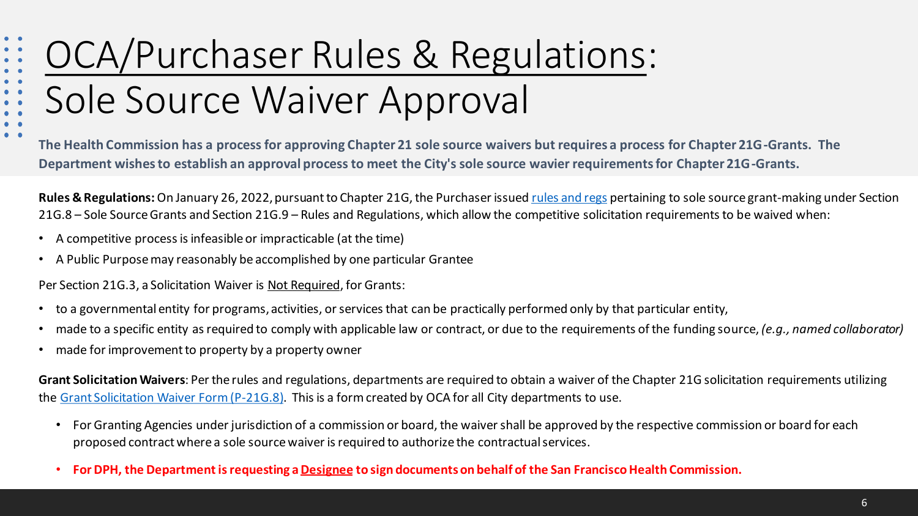# OCA/Purchaser Rules & Regulations: Sole Source Waiver Approval

**The Health Commission has a process for approving Chapter 21 sole source waivers but requires a process for Chapter 21G-Grants. The Department wishes to establish an approval process to meet the City's sole source wavier requirements for Chapter 21G-Grants.**

**Rules & Regulations:** On January 26, 2022, pursuant to Chapter 21G, the Purchaser issued rules and regs pertaining to sole source grant-making under Section 21G.8 – Sole Source Grants and Section 21G.9 – Rules and Regulations, which allow the competitive solicitation requirements to be waived when:

- A competitive process is infeasible or impracticable (at the time)
- A Public Purpose may reasonably be accomplished by one particular Grantee

Per Section 21G.3, a Solicitation Waiver is Not Required, for Grants:

- to a governmental entity for programs, activities, or services that can be practically performed only by that particular entity,
- made to a specific entity as required to comply with applicable law or contract, or due to the requirements of the funding source, *(e.g., named collaborator)*
- made for improvement to property by a property owner

**Grant Solicitation Waivers**: Per the rules and regulations, departments are required to obtain a waiver of the Chapter 21G solicitation requirements utilizing the Grant Solicitation Waiver Form (P-21G.8). This is a form created by OCA for all City departments to use.

- For Granting Agencies under jurisdiction of a commission or board, the waiver shall be approved by the respective commission or board for each proposed contract where a sole source waiver is required to authorize the contractual services.
- **For DPH, the Department is requesting a Designee to sign documents on behalf of the San Francisco Health Commission.**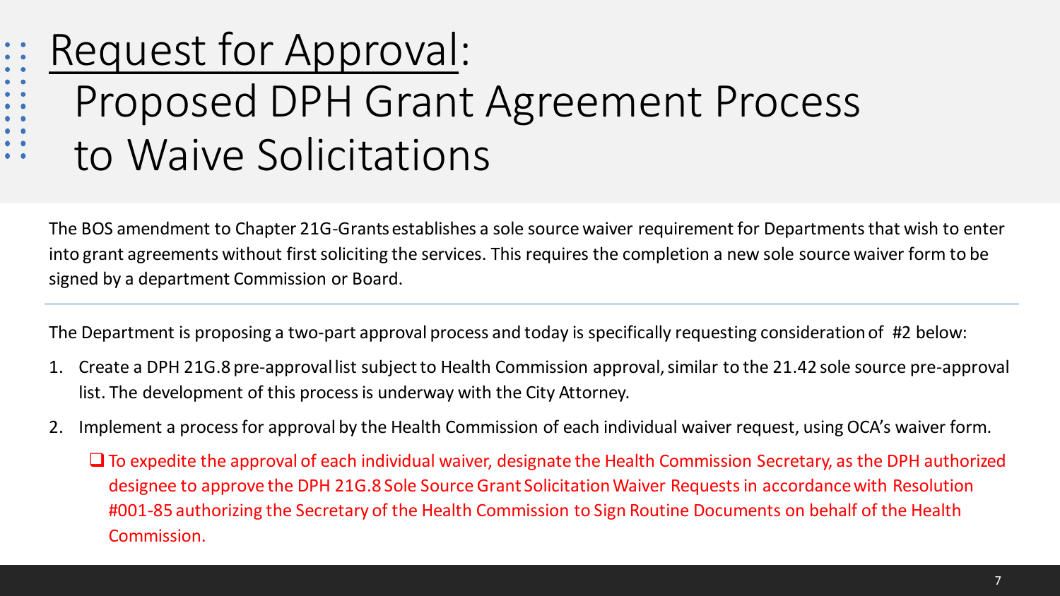# Request for Approval: Proposed DPH Grant Agreement Process to Waive Solicitations

The BOS amendment to Chapter 21G-Grants establishes a sole source waiver requirement for Departments that wish to enter into grant agreements without first soliciting the services. This requires the completion a new sole source waiver form to be signed by a department Commission or Board.

---

The Department is proposing a two-part approval process and today is specifically requesting consideration of #2 below:

1. Create a DPH 21G.8 pre-approval list subject to Health Commission approval, similar to the 21.42 sole source pre-approval list. The development of this process is underway with the City Attorney.
2. Implement a process for approval by the Health Commission of each individual waiver request, using OCA's waiver form.
   - To expedite the approval of each individual waiver, designate the Health Commission Secretary, as the DPH authorized designee to approve the DPH 21G.8 Sole Source Grant Solicitation Waiver Requests in accordance with Resolution #001-85 authorizing the Secretary of the Health Commission to Sign Routine Documents on behalf of the Health Commission.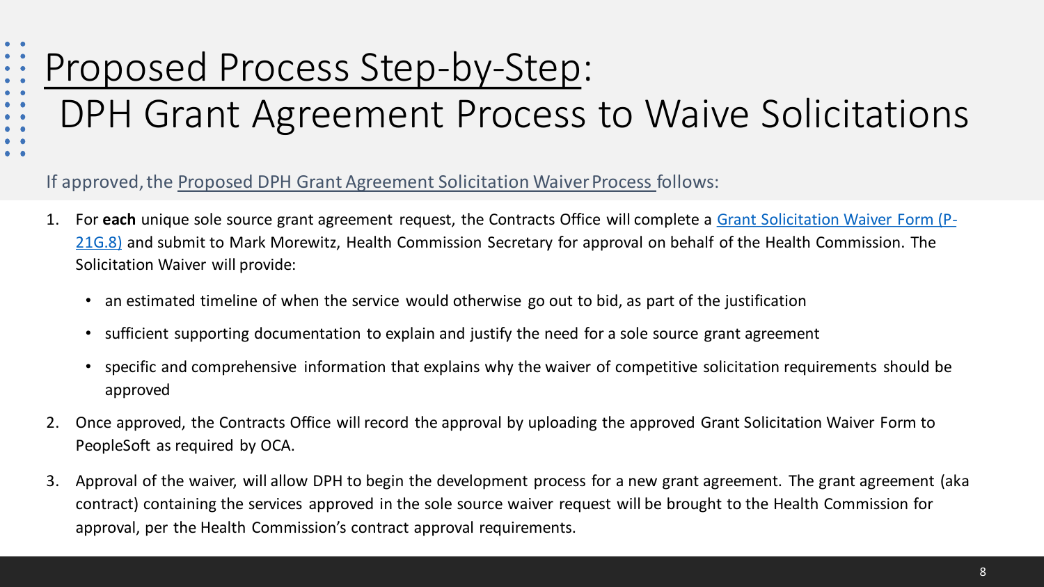# Proposed Process Step-by-Step: DPH Grant Agreement Process to Waive Solicitations

If approved, the Proposed DPH Grant Agreement Solicitation Waiver Process follows:

1. For **each** unique sole source grant agreement request, the Contracts Office will complete a Grant Solicitation Waiver Form (P-21G.8) and submit to Mark Morewitz, Health Commission Secretary for approval on behalf of the Health Commission. The Solicitation Waiver will provide:
   - an estimated timeline of when the service would otherwise go out to bid, as part of the justification
   - sufficient supporting documentation to explain and justify the need for a sole source grant agreement
   - specific and comprehensive information that explains why the waiver of competitive solicitation requirements should be approved
2. Once approved, the Contracts Office will record the approval by uploading the approved Grant Solicitation Waiver Form to PeopleSoft as required by OCA.
3. Approval of the waiver, will allow DPH to begin the development process for a new grant agreement. The grant agreement (aka contract) containing the services approved in the sole source waiver request will be brought to the Health Commission for approval, per the Health Commission's contract approval requirements.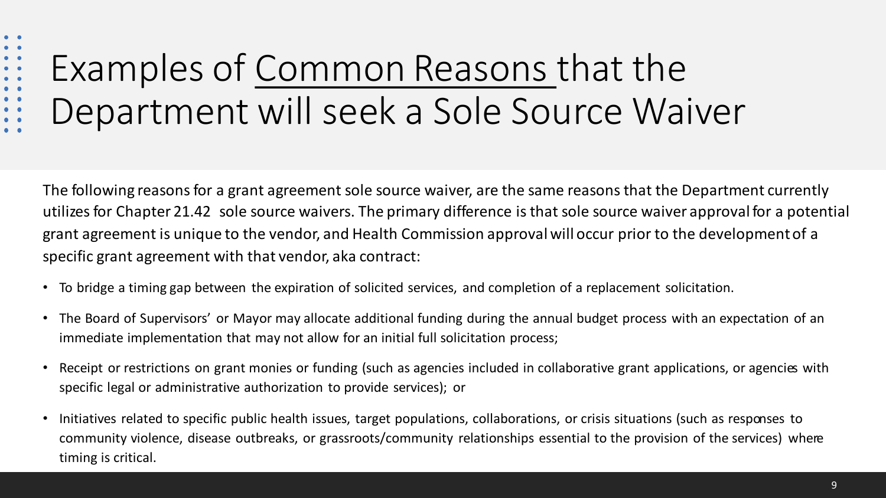# Examples of Common Reasons that the Department will seek a Sole Source Waiver

The following reasons for a grant agreement sole source waiver, are the same reasons that the Department currently utilizes for Chapter 21.42 sole source waivers. The primary difference is that sole source waiver approval for a potential grant agreement is unique to the vendor, and Health Commission approval will occur prior to the development of a specific grant agreement with that vendor, aka contract:

- To bridge a timing gap between the expiration of solicited services, and completion of a replacement solicitation.
- The Board of Supervisors' or Mayor may allocate additional funding during the annual budget process with an expectation of an immediate implementation that may not allow for an initial full solicitation process;
- Receipt or restrictions on grant monies or funding (such as agencies included in collaborative grant applications, or agencies with specific legal or administrative authorization to provide services); or
- Initiatives related to specific public health issues, target populations, collaborations, or crisis situations (such as responses to community violence, disease outbreaks, or grassroots/community relationships essential to the provision of the services) where timing is critical.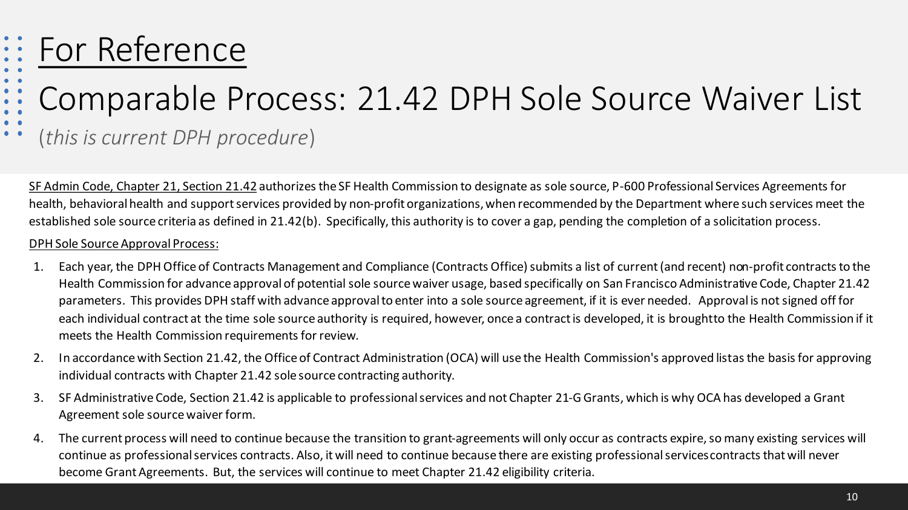# For Reference

## Comparable Process: 21.42 DPH Sole Source Waiver List

(*this is current DPH procedure*)

SF Admin Code, Chapter 21, Section 21.42 authorizes the SF Health Commission to designate as sole source, P-600 Professional Services Agreements for health, behavioral health and support services provided by non-profit organizations, when recommended by the Department where such services meet the established sole source criteria as defined in 21.42(b). Specifically, this authority is to cover a gap, pending the completion of a solicitation process.

DPH Sole Source Approval Process:

1. Each year, the DPH Office of Contracts Management and Compliance (Contracts Office) submits a list of current (and recent) non-profit contracts to the Health Commission for advance approval of potential sole source waiver usage, based specifically on San Francisco Administrative Code, Chapter 21.42 parameters. This provides DPH staff with advance approval to enter into a sole source agreement, if it is ever needed. Approval is not signed off for each individual contract at the time sole source authority is required, however, once a contract is developed, it is brought to the Health Commission if it meets the Health Commission requirements for review.
2. In accordance with Section 21.42, the Office of Contract Administration (OCA) will use the Health Commission's approved list as the basis for approving individual contracts with Chapter 21.42 sole source contracting authority.
3. SF Administrative Code, Section 21.42 is applicable to professional services and not Chapter 21-G Grants, which is why OCA has developed a Grant Agreement sole source waiver form.
4. The current process will need to continue because the transition to grant-agreements will only occur as contracts expire, so many existing services will continue as professional services contracts. Also, it will need to continue because there are existing professional services contracts that will never become Grant Agreements. But, the services will continue to meet Chapter 21.42 eligibility criteria.